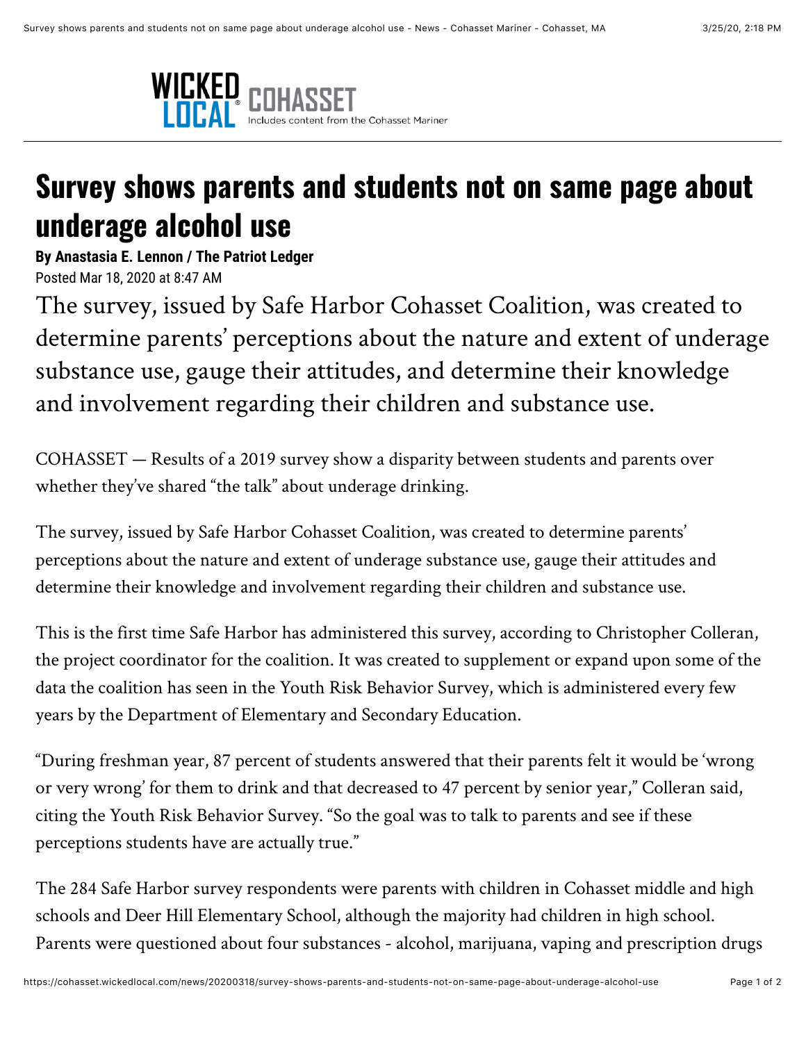WICKED LOCAL COHASSET
Includes content from the Cohasset Mariner

# Survey shows parents and students not on same page about underage alcohol use

**By Anastasia E. Lennon / The Patriot Ledger**

Posted Mar 18, 2020 at 8:47 AM

The survey, issued by Safe Harbor Cohasset Coalition, was created to determine parents' perceptions about the nature and extent of underage substance use, gauge their attitudes, and determine their knowledge and involvement regarding their children and substance use.

COHASSET — Results of a 2019 survey show a disparity between students and parents over whether they've shared "the talk" about underage drinking.

The survey, issued by Safe Harbor Cohasset Coalition, was created to determine parents' perceptions about the nature and extent of underage substance use, gauge their attitudes and determine their knowledge and involvement regarding their children and substance use.

This is the first time Safe Harbor has administered this survey, according to Christopher Colleran, the project coordinator for the coalition. It was created to supplement or expand upon some of the data the coalition has seen in the Youth Risk Behavior Survey, which is administered every few years by the Department of Elementary and Secondary Education.

"During freshman year, 87 percent of students answered that their parents felt it would be 'wrong or very wrong' for them to drink and that decreased to 47 percent by senior year," Colleran said, citing the Youth Risk Behavior Survey. "So the goal was to talk to parents and see if these perceptions students have are actually true."

The 284 Safe Harbor survey respondents were parents with children in Cohasset middle and high schools and Deer Hill Elementary School, although the majority had children in high school. Parents were questioned about four substances - alcohol, marijuana, vaping and prescription drugs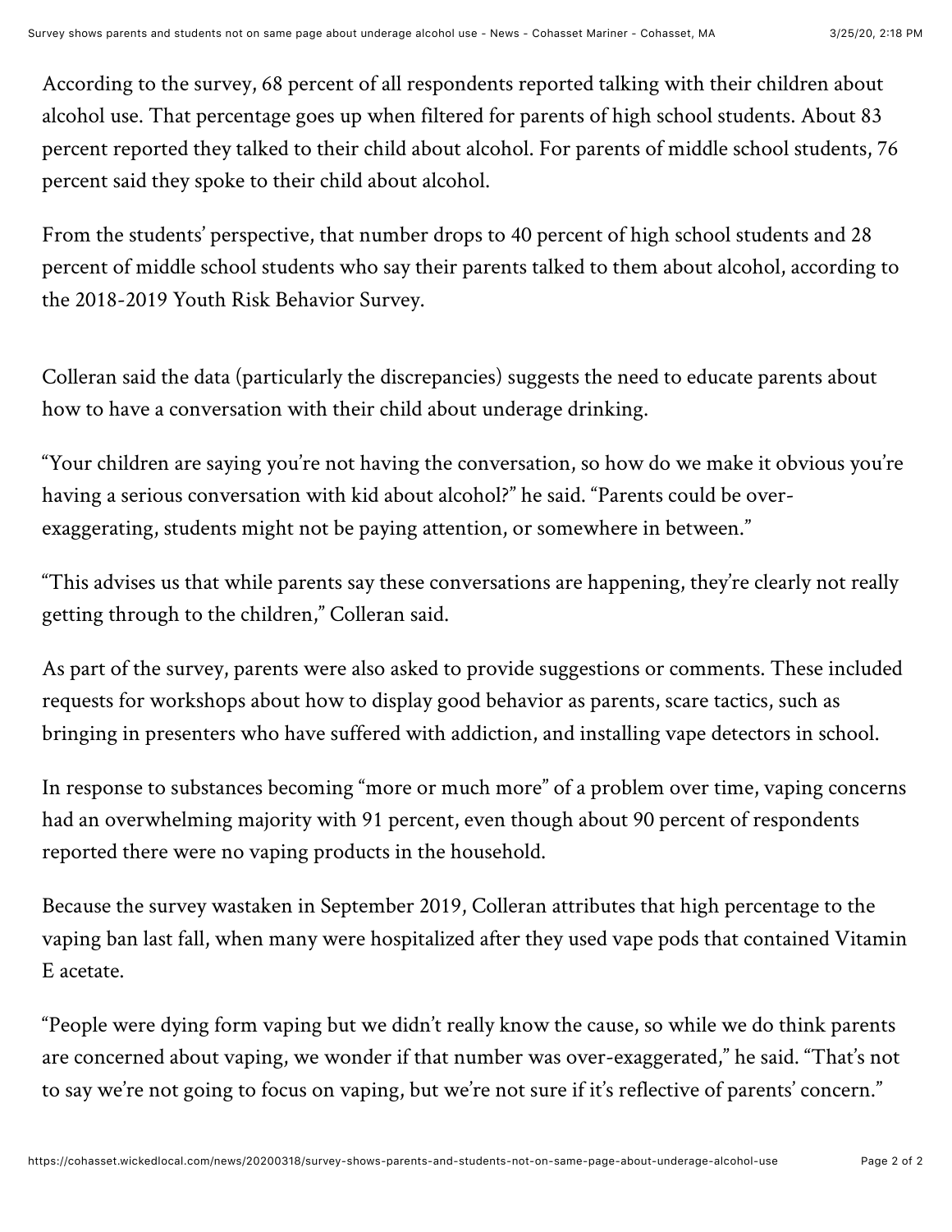According to the survey, 68 percent of all respondents reported talking with their children about alcohol use. That percentage goes up when filtered for parents of high school students. About 83 percent reported they talked to their child about alcohol. For parents of middle school students, 76 percent said they spoke to their child about alcohol.

From the students' perspective, that number drops to 40 percent of high school students and 28 percent of middle school students who say their parents talked to them about alcohol, according to the 2018-2019 Youth Risk Behavior Survey.

Colleran said the data (particularly the discrepancies) suggests the need to educate parents about how to have a conversation with their child about underage drinking.

"Your children are saying you're not having the conversation, so how do we make it obvious you're having a serious conversation with kid about alcohol?" he said. "Parents could be over-exaggerating, students might not be paying attention, or somewhere in between."

"This advises us that while parents say these conversations are happening, they're clearly not really getting through to the children," Colleran said.

As part of the survey, parents were also asked to provide suggestions or comments. These included requests for workshops about how to display good behavior as parents, scare tactics, such as bringing in presenters who have suffered with addiction, and installing vape detectors in school.

In response to substances becoming "more or much more" of a problem over time, vaping concerns had an overwhelming majority with 91 percent, even though about 90 percent of respondents reported there were no vaping products in the household.

Because the survey wastaken in September 2019, Colleran attributes that high percentage to the vaping ban last fall, when many were hospitalized after they used vape pods that contained Vitamin E acetate.

"People were dying form vaping but we didn't really know the cause, so while we do think parents are concerned about vaping, we wonder if that number was over-exaggerated," he said. "That's not to say we're not going to focus on vaping, but we're not sure if it's reflective of parents' concern."